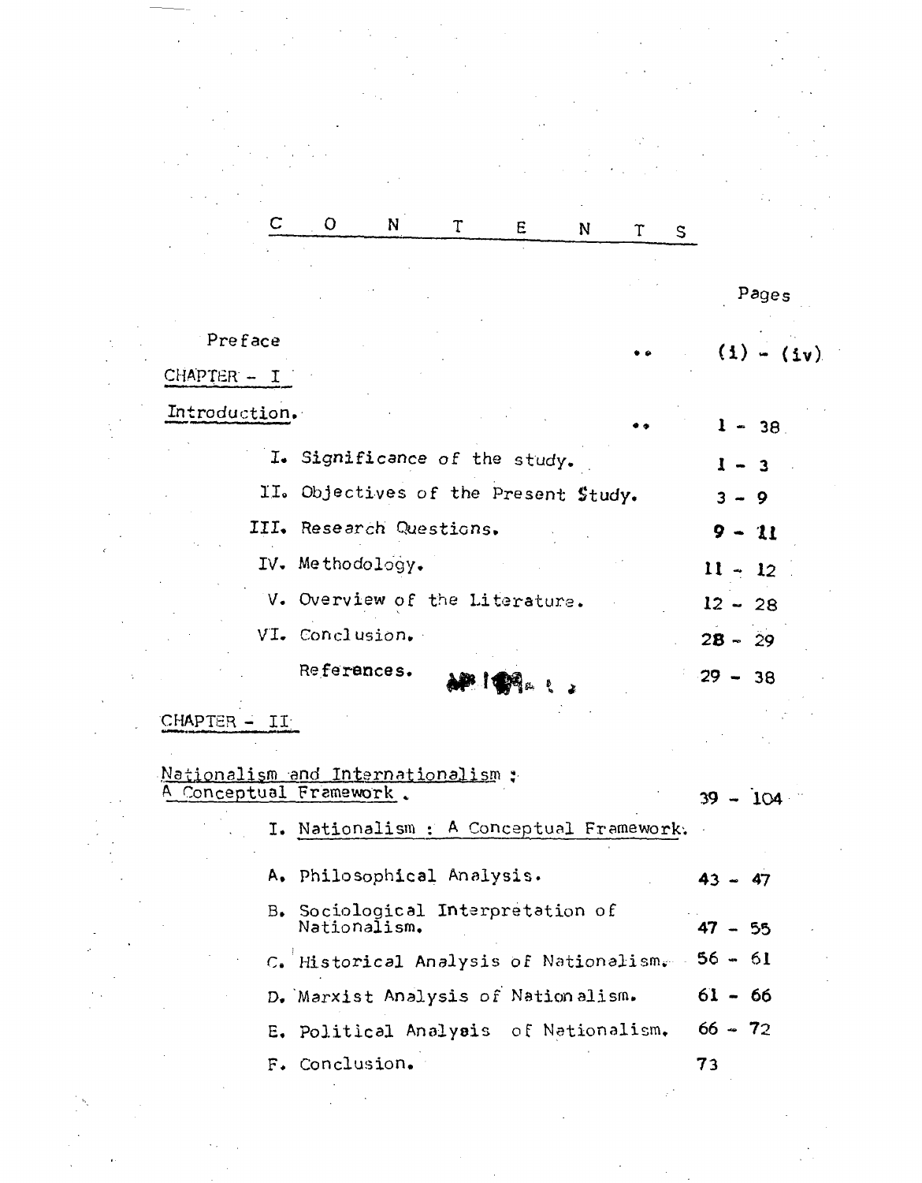# C O N T E N T S

| | Pages |
|---|---|
| Preface .. | (i) - (iv) |
| **CHAPTER - I** | |
| **Introduction.** .. | 1 - 38 |
| I. Significance of the study. | 1 - 3 |
| II. Objectives of the Present Study. | 3 - 9 |
| III. Research Questions. | 9 - 11 |
| IV. Methodology. | 11 - 12 |
| V. Overview of the Literature. | 12 - 28 |
| VI. Conclusion. | 28 - 29 |
| References. | 29 - 38 |
| **CHAPTER - II** | |
| **Nationalism and Internationalism : A Conceptual Framework.** | 39 - 104 |
| I. Nationalism : A Conceptual Framework. | |
| A. Philosophical Analysis. | 43 - 47 |
| B. Sociological Interpretation of Nationalism. | 47 - 55 |
| C. Historical Analysis of Nationalism. | 56 - 61 |
| D. Marxist Analysis of Nationalism. | 61 - 66 |
| E. Political Analysis of Nationalism. | 66 - 72 |
| F. Conclusion. | 73 |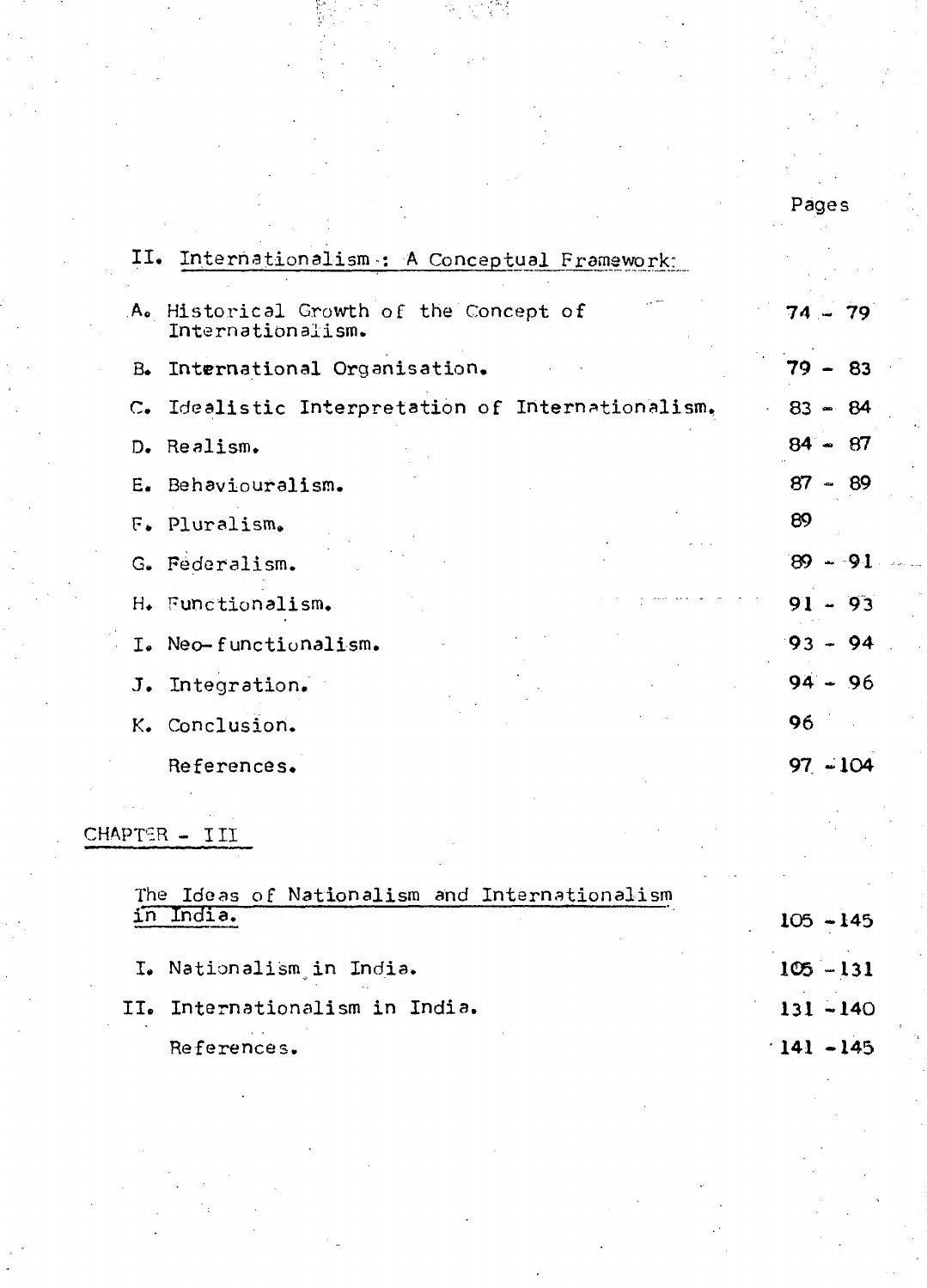| | Pages |
|---|---|
| **II. Internationalism : A Conceptual Framework:** | |
| A. Historical Growth of the Concept of Internationalism. | 74 - 79 |
| B. International Organisation. | 79 - 83 |
| C. Idealistic Interpretation of Internationalism. | 83 - 84 |
| D. Realism. | 84 - 87 |
| E. Behaviouralism. | 87 - 89 |
| F. Pluralism. | 89 |
| G. Federalism. | 89 - 91 |
| H. Functionalism. | 91 - 93 |
| I. Neo-functionalism. | 93 - 94 |
| J. Integration. | 94 - 96 |
| K. Conclusion. | 96 |
| References. | 97 - 104 |

## CHAPTER - III

| | |
|---|---|
| **The Ideas of Nationalism and Internationalism in India.** | 105 - 145 |
| I. Nationalism in India. | 105 - 131 |
| II. Internationalism in India. | 131 - 140 |
| References. | 141 - 145 |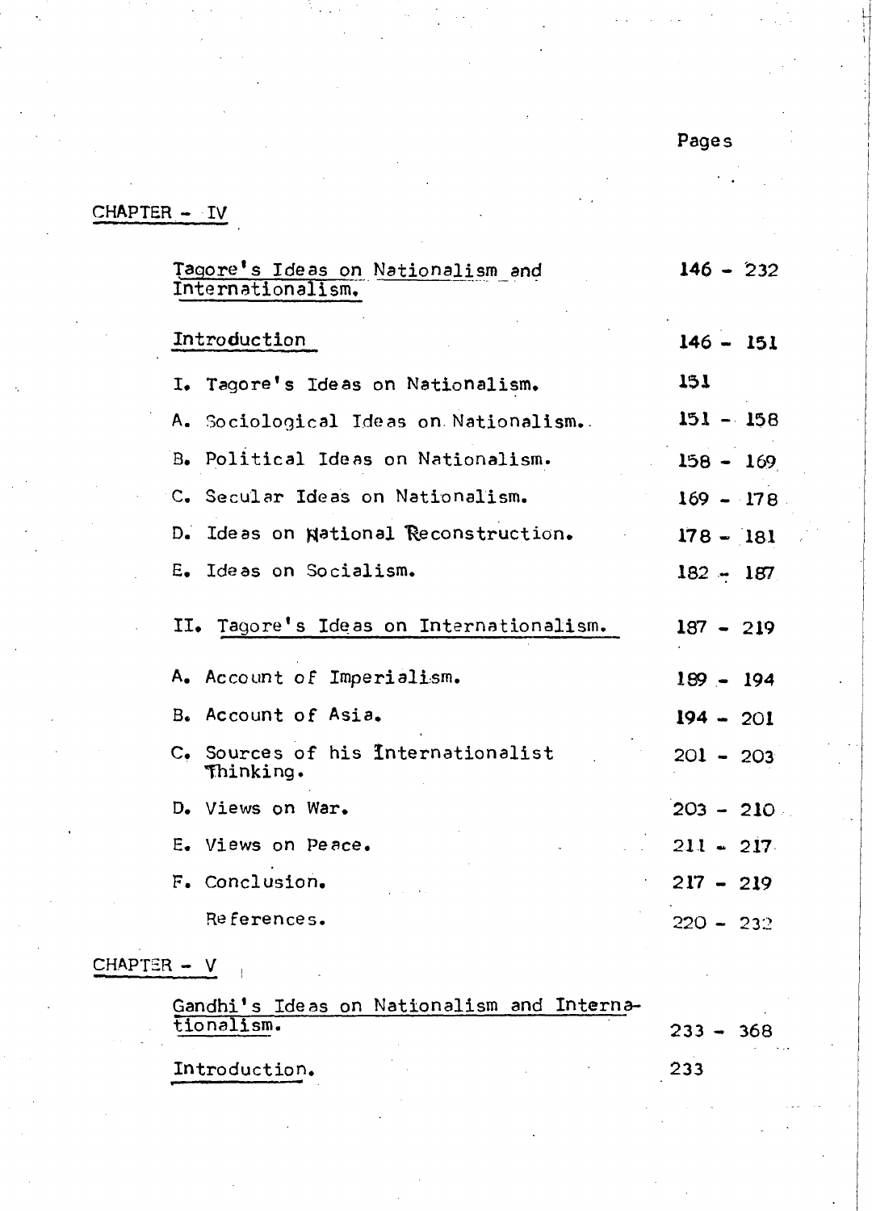| | Pages |
|---|---|
| **CHAPTER - IV** | |
| Tagore's Ideas on Nationalism and Internationalism. | 146 - 232 |
| Introduction | 146 - 151 |
| I. Tagore's Ideas on Nationalism. | 151 |
| A. Sociological Ideas on Nationalism. | 151 - 158 |
| B. Political Ideas on Nationalism. | 158 - 169 |
| C. Secular Ideas on Nationalism. | 169 - 178 |
| D. Ideas on National Reconstruction. | 178 - 181 |
| E. Ideas on Socialism. | 182 - 187 |
| II. Tagore's Ideas on Internationalism. | 187 - 219 |
| A. Account of Imperialism. | 189 - 194 |
| B. Account of Asia. | 194 - 201 |
| C. Sources of his Internationalist Thinking. | 201 - 203 |
| D. Views on War. | 203 - 210 |
| E. Views on Peace. | 211 - 217 |
| F. Conclusion. | 217 - 219 |
| References. | 220 - 232 |
| **CHAPTER - V** | |
| Gandhi's Ideas on Nationalism and Internationalism. | 233 - 368 |
| Introduction. | 233 |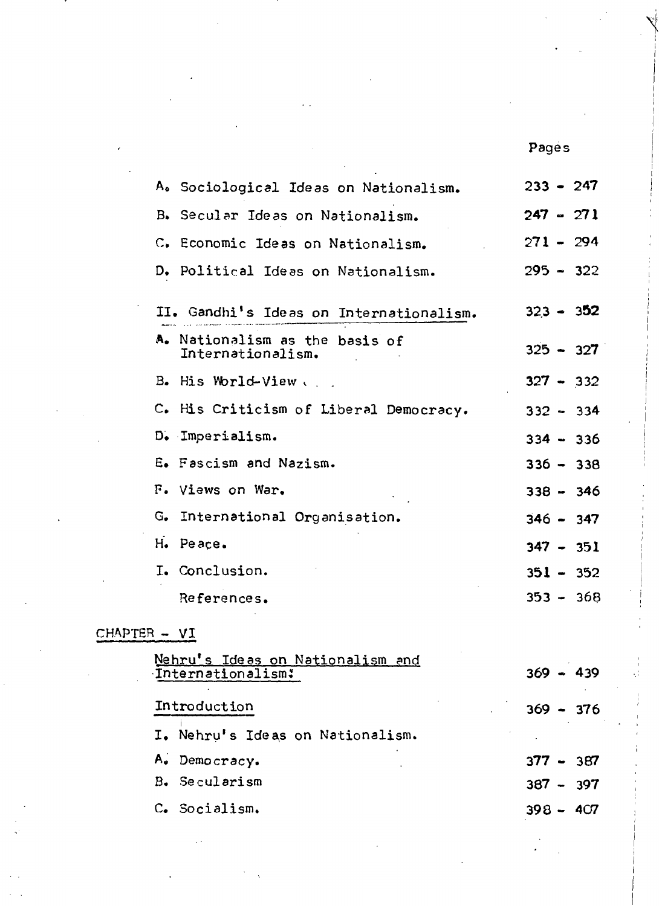| | Pages |
|---|---|
| A. Sociological Ideas on Nationalism. | 233 - 247 |
| B. Secular Ideas on Nationalism. | 247 - 271 |
| C. Economic Ideas on Nationalism. | 271 - 294 |
| D. Political Ideas on Nationalism. | 295 - 322 |
| II. Gandhi's Ideas on Internationalism. | 323 - 352 |
| A. Nationalism as the basis of Internationalism. | 325 - 327 |
| B. His World-View . . . | 327 - 332 |
| C. His Criticism of Liberal Democracy. | 332 - 334 |
| D. Imperialism. | 334 - 336 |
| E. Fascism and Nazism. | 336 - 338 |
| F. Views on War. | 338 - 346 |
| G. International Organisation. | 346 - 347 |
| H. Peace. | 347 - 351 |
| I. Conclusion. | 351 - 352 |
| References. | 353 - 368 |

CHAPTER - VI

| | |
|---|---|
| Nehru's Ideas on Nationalism and Internationalism: | 369 - 439 |
| Introduction | 369 - 376 |
| I. Nehru's Ideas on Nationalism. | |
| A. Democracy. | 377 - 387 |
| B. Secularism | 387 - 397 |
| C. Socialism. | 398 - 407 |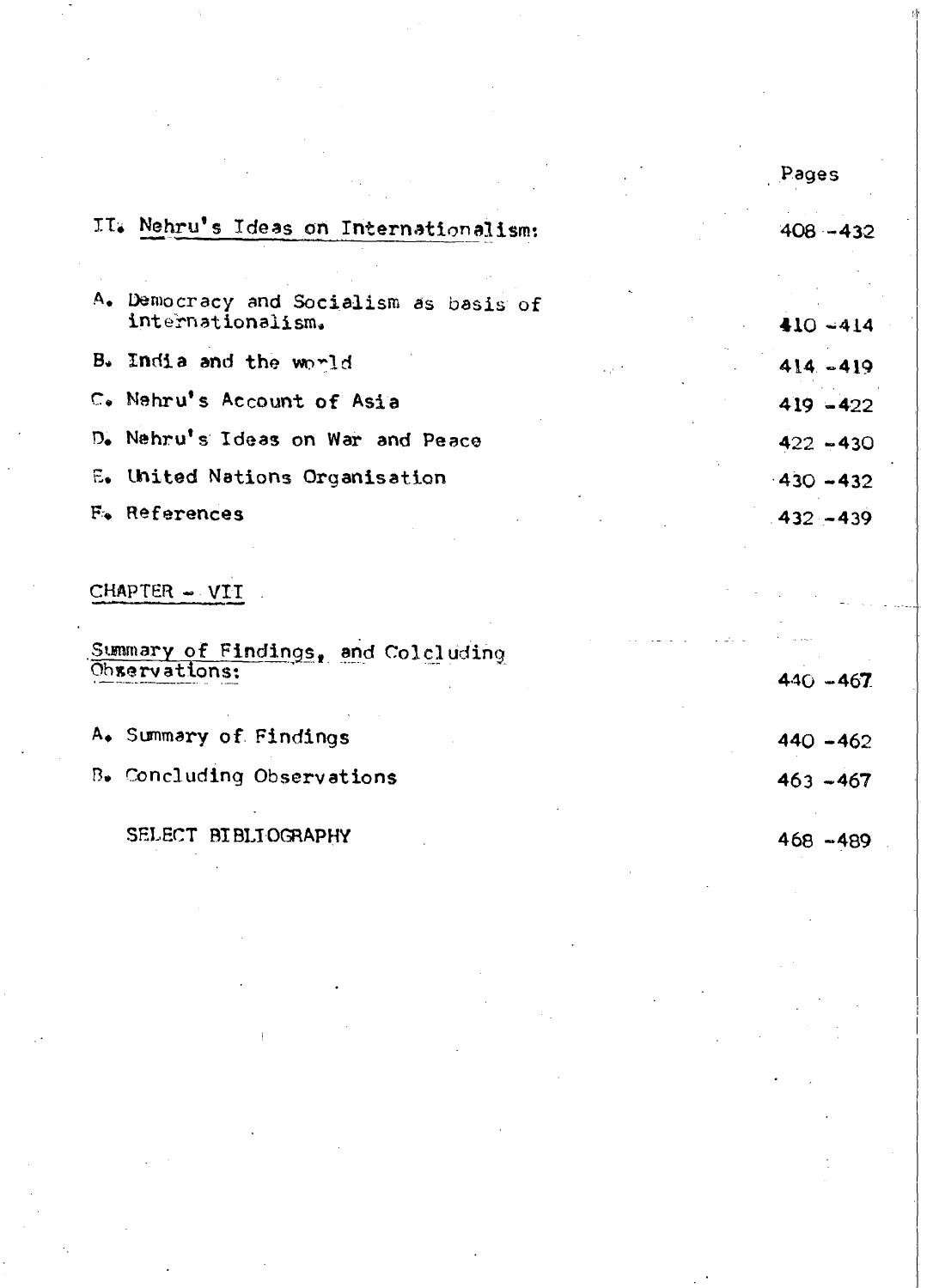| | Pages |
|---|---|
| II. Nehru's Ideas on Internationalism: | 408 - 432 |
| A. Democracy and Socialism as basis of internationalism. | 410 - 414 |
| B. India and the world | 414 - 419 |
| C. Nehru's Account of Asia | 419 - 422 |
| D. Nehru's Ideas on War and Peace | 422 - 430 |
| E. United Nations Organisation | 430 - 432 |
| F. References | 432 - 439 |
| CHAPTER - VII | |
| Summary of Findings, and Colcluding Obzervations: | 440 - 467 |
| A. Summary of Findings | 440 - 462 |
| B. Concluding Observations | 463 - 467 |
| SELECT BIBLIOGRAPHY | 468 - 489 |